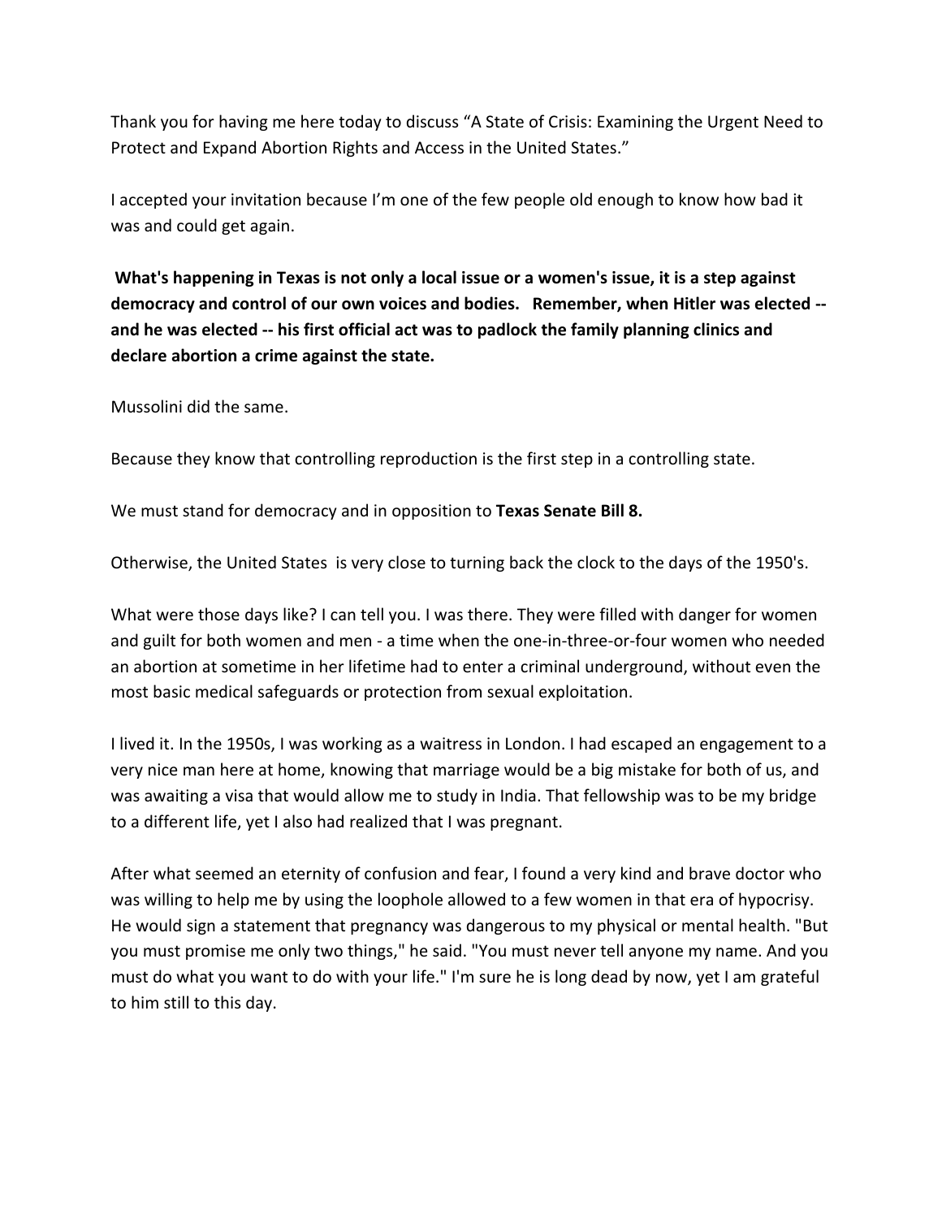Thank you for having me here today to discuss "A State of Crisis: Examining the Urgent Need to Protect and Expand Abortion Rights and Access in the United States."

I accepted your invitation because I'm one of the few people old enough to know how bad it was and could get again.

**What's happening in Texas is not only a local issue or a women's issue, it is a step against democracy and control of our own voices and bodies. Remember, when Hitler was elected -- and he was elected -- his first official act was to padlock the family planning clinics and declare abortion a crime against the state.**

Mussolini did the same.

Because they know that controlling reproduction is the first step in a controlling state.

We must stand for democracy and in opposition to **Texas Senate Bill 8.**

Otherwise, the United States is very close to turning back the clock to the days of the 1950's.

What were those days like? I can tell you. I was there. They were filled with danger for women and guilt for both women and men - a time when the one-in-three-or-four women who needed an abortion at sometime in her lifetime had to enter a criminal underground, without even the most basic medical safeguards or protection from sexual exploitation.

I lived it. In the 1950s, I was working as a waitress in London. I had escaped an engagement to a very nice man here at home, knowing that marriage would be a big mistake for both of us, and was awaiting a visa that would allow me to study in India. That fellowship was to be my bridge to a different life, yet I also had realized that I was pregnant.

After what seemed an eternity of confusion and fear, I found a very kind and brave doctor who was willing to help me by using the loophole allowed to a few women in that era of hypocrisy. He would sign a statement that pregnancy was dangerous to my physical or mental health. "But you must promise me only two things," he said. "You must never tell anyone my name. And you must do what you want to do with your life." I'm sure he is long dead by now, yet I am grateful to him still to this day.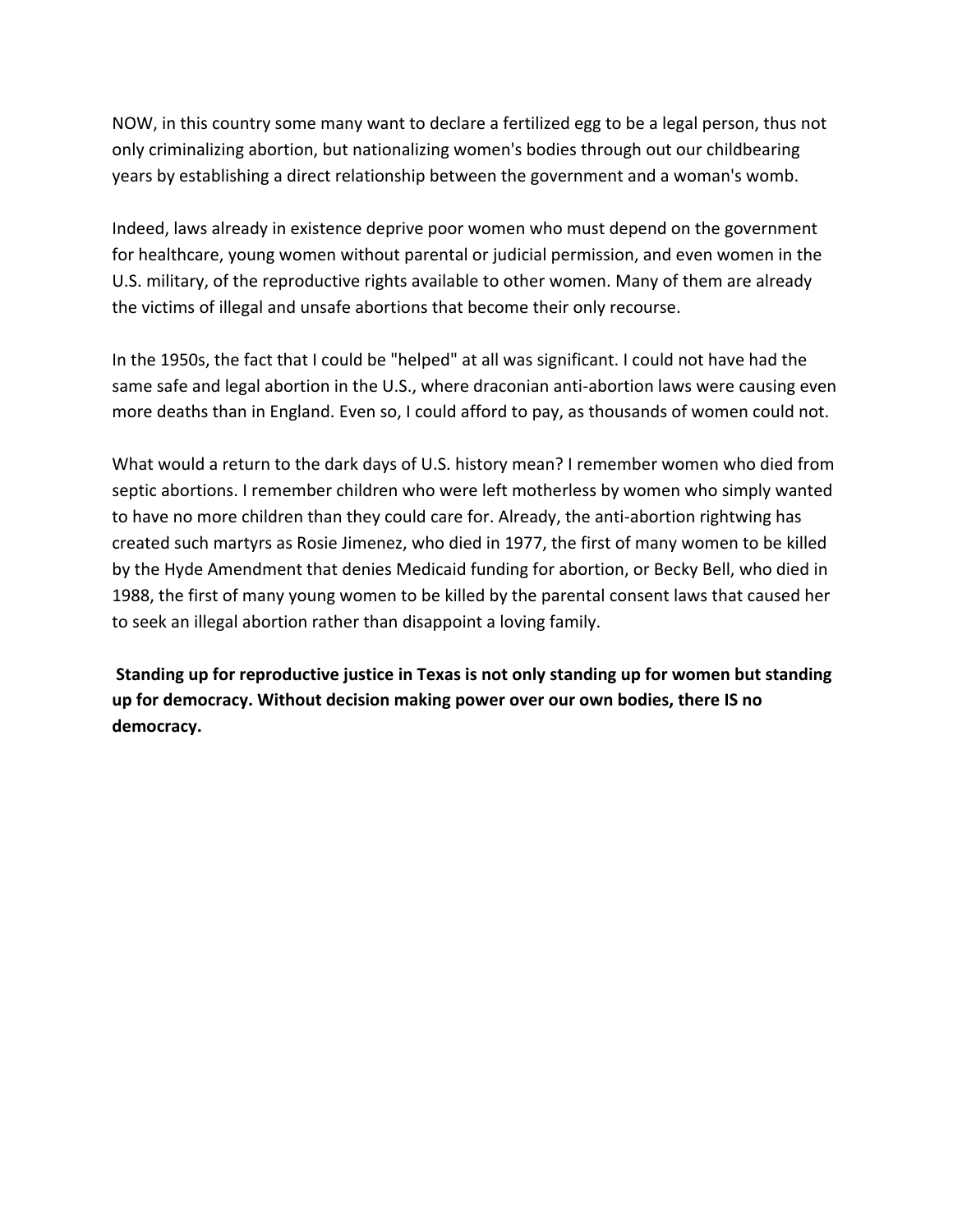NOW, in this country some many want to declare a fertilized egg to be a legal person, thus not only criminalizing abortion, but nationalizing women's bodies through out our childbearing years by establishing a direct relationship between the government and a woman's womb.

Indeed, laws already in existence deprive poor women who must depend on the government for healthcare, young women without parental or judicial permission, and even women in the U.S. military, of the reproductive rights available to other women. Many of them are already the victims of illegal and unsafe abortions that become their only recourse.

In the 1950s, the fact that I could be "helped" at all was significant. I could not have had the same safe and legal abortion in the U.S., where draconian anti-abortion laws were causing even more deaths than in England. Even so, I could afford to pay, as thousands of women could not.

What would a return to the dark days of U.S. history mean? I remember women who died from septic abortions. I remember children who were left motherless by women who simply wanted to have no more children than they could care for. Already, the anti-abortion rightwing has created such martyrs as Rosie Jimenez, who died in 1977, the first of many women to be killed by the Hyde Amendment that denies Medicaid funding for abortion, or Becky Bell, who died in 1988, the first of many young women to be killed by the parental consent laws that caused her to seek an illegal abortion rather than disappoint a loving family.

**Standing up for reproductive justice in Texas is not only standing up for women but standing up for democracy. Without decision making power over our own bodies, there IS no democracy.**